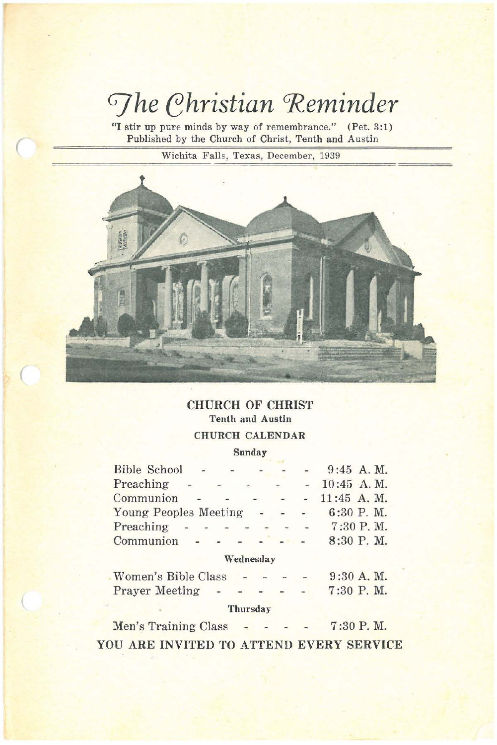# The Christian Reminder

"I stir up pure minds by way of remembrance." (Pet. 3:1)
Published by the Church of Christ, Tenth and Austin

Wichita Falls, Texas, December, 1939

## CHURCH OF CHRIST

**Tenth and Austin**

### CHURCH CALENDAR

**Sunday**

| | |
|---|---|
| Bible School | 9:45 A. M. |
| Preaching | 10:45 A. M. |
| Communion | 11:45 A. M. |
| Young Peoples Meeting | 6:30 P. M. |
| Preaching | 7:30 P. M. |
| Communion | 8:30 P. M. |

**Wednesday**

| | |
|---|---|
| Women's Bible Class | 9:30 A. M. |
| Prayer Meeting | 7:30 P. M. |

**Thursday**

| | |
|---|---|
| Men's Training Class | 7:30 P. M. |

**YOU ARE INVITED TO ATTEND EVERY SERVICE**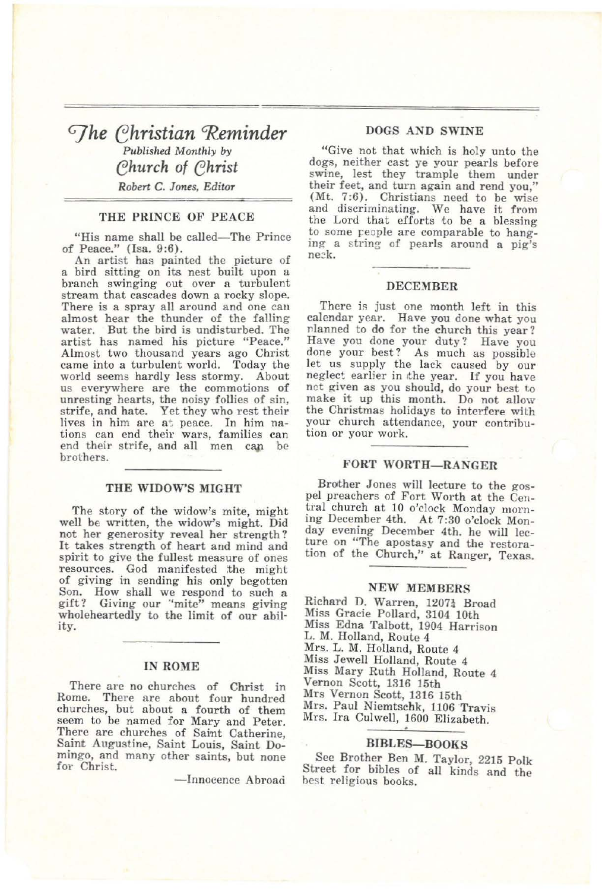# The Christian Reminder

*Published Monthly by*

## *Church of Christ*

*Robert C. Jones, Editor*

### THE PRINCE OF PEACE

"His name shall be called—The Prince of Peace." (Isa. 9:6).

An artist has painted the picture of a bird sitting on its nest built upon a branch swinging out over a turbulent stream that cascades down a rocky slope. There is a spray all around and one can almost hear the thunder of the falling water. But the bird is undisturbed. The artist has named his picture "Peace." Almost two thousand years ago Christ came into a turbulent world. Today the world seems hardly less stormy. About us everywhere are the commotions of unresting hearts, the noisy follies of sin, strife, and hate. Yet they who rest their lives in him are at peace. In him nations can end their wars, families can end their strife, and all men can be brothers.

### THE WIDOW'S MIGHT

The story of the widow's mite, might well be written, the widow's might. Did not her generosity reveal her strength? It takes strength of heart and mind and spirit to give the fullest measure of ones resources. God manifested the might of giving in sending his only begotten Son. How shall we respond to such a gift? Giving our "mite" means giving wholeheartedly to the limit of our ability.

### IN ROME

There are no churches of Christ in Rome. There are about four hundred churches, but about a fourth of them seem to be named for Mary and Peter. There are churches of Saint Catherine, Saint Augustine, Saint Louis, Saint Domingo, and many other saints, but none for Christ.

—Innocence Abroad

### DOGS AND SWINE

"Give not that which is holy unto the dogs, neither cast ye your pearls before swine, lest they trample them under their feet, and turn again and rend you," (Mt. 7:6). Christians need to be wise and discriminating. We have it from the Lord that efforts to be a blessing to some people are comparable to hanging a string of pearls around a pig's neck.

### DECEMBER

There is just one month left in this calendar year. Have you done what you planned to do for the church this year? Have you done your duty? Have you done your best? As much as possible let us supply the lack caused by our neglect earlier in the year. If you have not given as you should, do your best to make it up this month. Do not allow the Christmas holidays to interfere with your church attendance, your contribution or your work.

### FORT WORTH—RANGER

Brother Jones will lecture to the gospel preachers of Fort Worth at the Central church at 10 o'clock Monday morning December 4th. At 7:30 o'clock Monday evening December 4th. he will lecture on "The apostasy and the restoration of the Church," at Ranger, Texas.

### NEW MEMBERS

Richard D. Warren, 1207½ Broad
Miss Gracie Pollard, 3104 10th
Miss Edna Talbott, 1904 Harrison
L. M. Holland, Route 4
Mrs. L. M. Holland, Route 4
Miss Jewell Holland, Route 4
Miss Mary Ruth Holland, Route 4
Vernon Scott, 1316 15th
Mrs Vernon Scott, 1316 15th
Mrs. Paul Niemtschk, 1106 Travis
Mrs. Ira Culwell, 1600 Elizabeth.

### BIBLES—BOOKS

See Brother Ben M. Taylor, 2215 Polk Street for bibles of all kinds and the best religious books.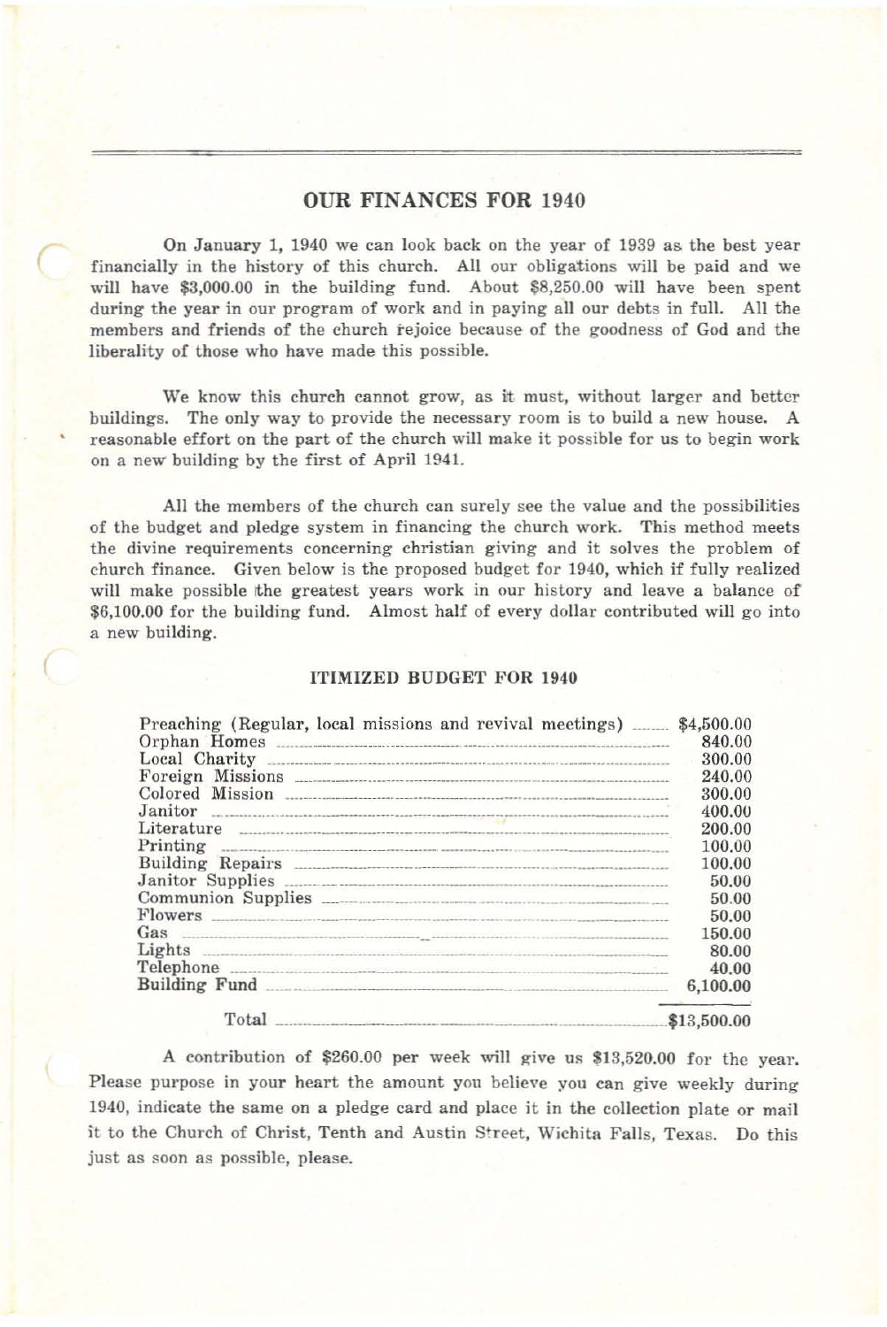## OUR FINANCES FOR 1940

On January 1, 1940 we can look back on the year of 1939 as the best year financially in the history of this church. All our obligations will be paid and we will have $3,000.00 in the building fund. About $8,250.00 will have been spent during the year in our program of work and in paying all our debts in full. All the members and friends of the church rejoice because of the goodness of God and the liberality of those who have made this possible.

We know this church cannot grow, as it must, without larger and better buildings. The only way to provide the necessary room is to build a new house. A reasonable effort on the part of the church will make it possible for us to begin work on a new building by the first of April 1941.

All the members of the church can surely see the value and the possibilities of the budget and pledge system in financing the church work. This method meets the divine requirements concerning christian giving and it solves the problem of church finance. Given below is the proposed budget for 1940, which if fully realized will make possible the greatest years work in our history and leave a balance of $6,100.00 for the building fund. Almost half of every dollar contributed will go into a new building.

### ITIMIZED BUDGET FOR 1940

| Item | Amount |
|---|---|
| Preaching (Regular, local missions and revival meetings) | $4,500.00 |
| Orphan Homes | 840.00 |
| Local Charity | 300.00 |
| Foreign Missions | 240.00 |
| Colored Mission | 300.00 |
| Janitor | 400.00 |
| Literature | 200.00 |
| Printing | 100.00 |
| Building Repairs | 100.00 |
| Janitor Supplies | 50.00 |
| Communion Supplies | 50.00 |
| Flowers | 50.00 |
| Gas | 150.00 |
| Lights | 80.00 |
| Telephone | 40.00 |
| Building Fund | 6,100.00 |
| Total | $13,500.00 |

A contribution of $260.00 per week will give us $13,520.00 for the year. Please purpose in your heart the amount you believe you can give weekly during 1940, indicate the same on a pledge card and place it in the collection plate or mail it to the Church of Christ, Tenth and Austin Street, Wichita Falls, Texas. Do this just as soon as possible, please.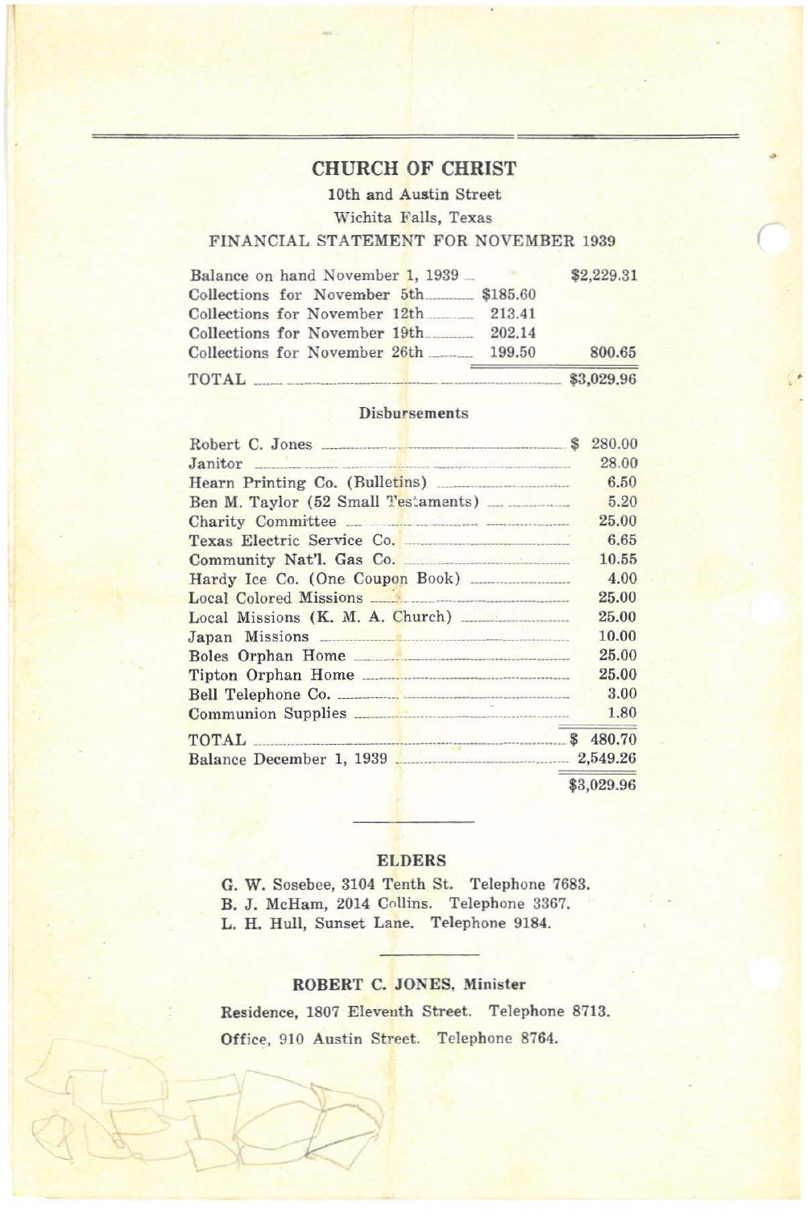# CHURCH OF CHRIST

10th and Austin Street

Wichita Falls, Texas

FINANCIAL STATEMENT FOR NOVEMBER 1939

| | | |
|---|---|---|
| Balance on hand November 1, 1939 | | $2,229.31 |
| Collections for November 5th | $185.60 | |
| Collections for November 12th | 213.41 | |
| Collections for November 19th | 202.14 | |
| Collections for November 26th | 199.50 | 800.65 |
| TOTAL | | $3,029.96 |

### Disbursements

| | |
|---|---|
| Robert C. Jones | $ 280.00 |
| Janitor | 28.00 |
| Hearn Printing Co. (Bulletins) | 6.50 |
| Ben M. Taylor (52 Small Testaments) | 5.20 |
| Charity Committee | 25.00 |
| Texas Electric Service Co. | 6.65 |
| Community Nat'l. Gas Co. | 10.55 |
| Hardy Ice Co. (One Coupon Book) | 4.00 |
| Local Colored Missions | 25.00 |
| Local Missions (K. M. A. Church) | 25.00 |
| Japan Missions | 10.00 |
| Boles Orphan Home | 25.00 |
| Tipton Orphan Home | 25.00 |
| Bell Telephone Co. | 3.00 |
| Communion Supplies | 1.80 |
| TOTAL | $ 480.70 |
| Balance December 1, 1939 | 2,549.26 |
| | $3,029.96 |

### ELDERS

G. W. Sosebee, 3104 Tenth St. Telephone 7683.
B. J. McHam, 2014 Collins. Telephone 3367.
L. H. Hull, Sunset Lane. Telephone 9184.

### ROBERT C. JONES, Minister

Residence, 1807 Eleventh Street. Telephone 8713.

Office, 910 Austin Street. Telephone 8764.